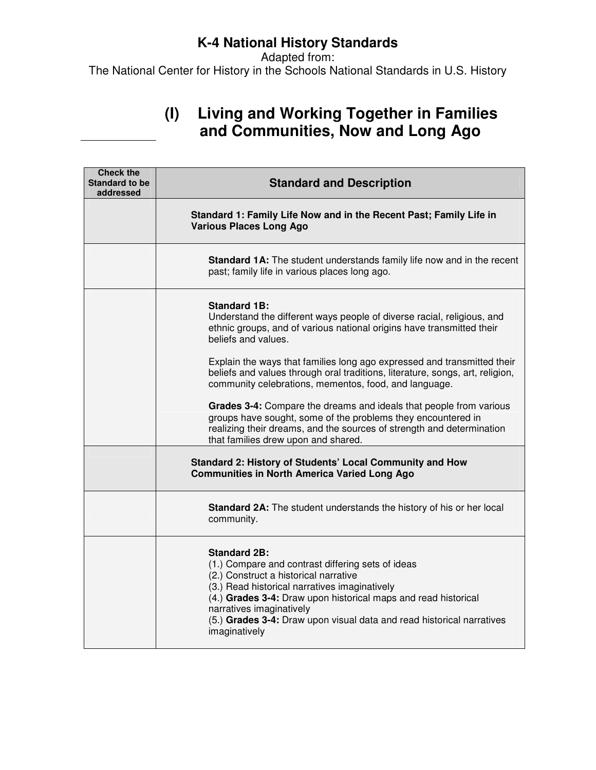# K-4 National History Standards

Adapted from:
The National Center for History in the Schools National Standards in U.S. History

## (I) Living and Working Together in Families and Communities, Now and Long Ago

| Check the Standard to be addressed | Standard and Description |
|---|---|
| | **Standard 1: Family Life Now and in the Recent Past; Family Life in Various Places Long Ago** |
| | **Standard 1A:** The student understands family life now and in the recent past; family life in various places long ago. |
| | **Standard 1B:**<br>Understand the different ways people of diverse racial, religious, and ethnic groups, and of various national origins have transmitted their beliefs and values.<br><br>Explain the ways that families long ago expressed and transmitted their beliefs and values through oral traditions, literature, songs, art, religion, community celebrations, mementos, food, and language.<br><br>**Grades 3-4:** Compare the dreams and ideals that people from various groups have sought, some of the problems they encountered in realizing their dreams, and the sources of strength and determination that families drew upon and shared. |
| | **Standard 2: History of Students' Local Community and How Communities in North America Varied Long Ago** |
| | **Standard 2A:** The student understands the history of his or her local community. |
| | **Standard 2B:**<br>(1.) Compare and contrast differing sets of ideas<br>(2.) Construct a historical narrative<br>(3.) Read historical narratives imaginatively<br>(4.) **Grades 3-4:** Draw upon historical maps and read historical narratives imaginatively<br>(5.) **Grades 3-4:** Draw upon visual data and read historical narratives imaginatively |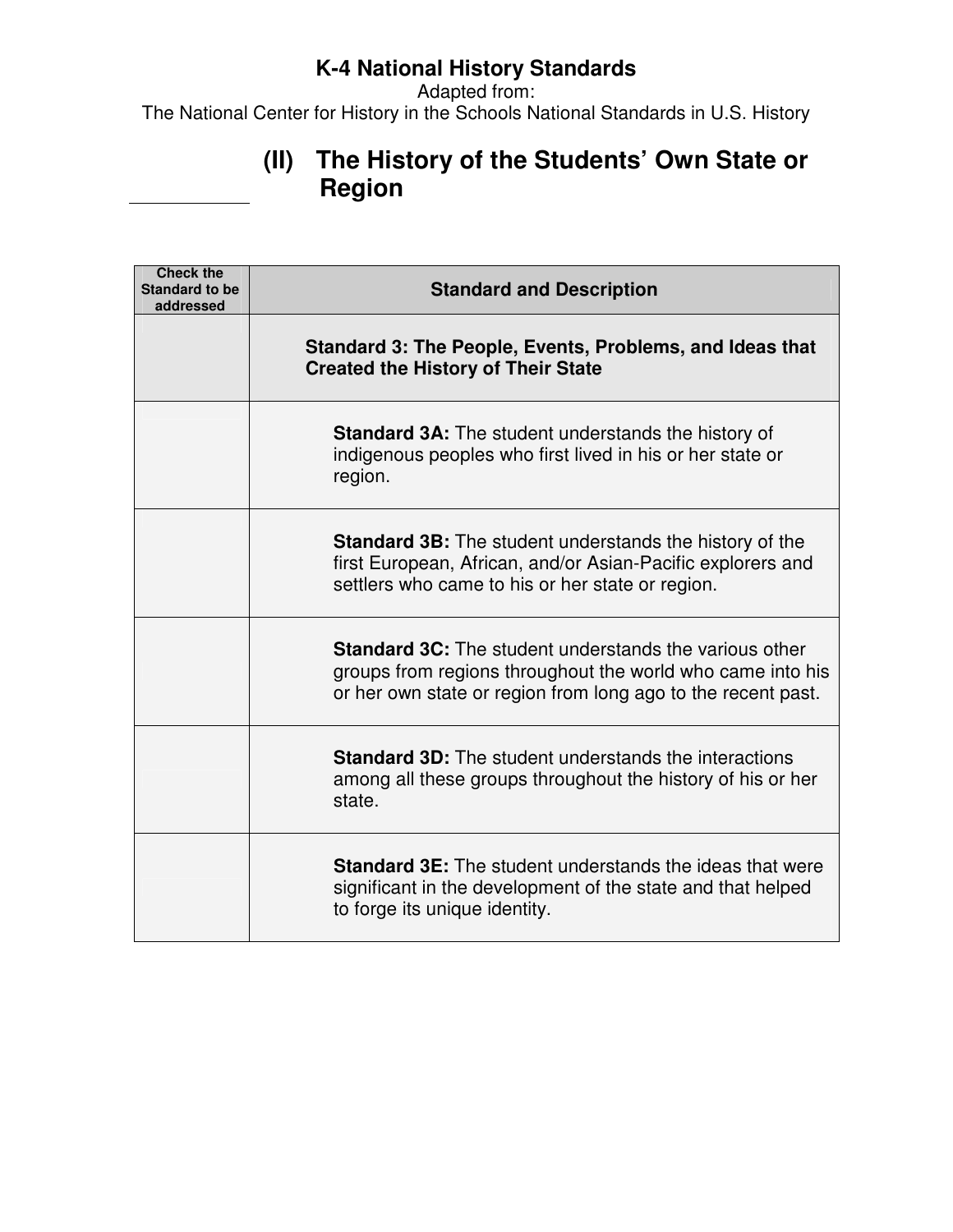**K-4 National History Standards**

Adapted from:

The National Center for History in the Schools National Standards in U.S. History

## (II) The History of the Students' Own State or Region

| Check the Standard to be addressed | Standard and Description |
| --- | --- |
| | **Standard 3: The People, Events, Problems, and Ideas that Created the History of Their State** |
| | **Standard 3A:** The student understands the history of indigenous peoples who first lived in his or her state or region. |
| | **Standard 3B:** The student understands the history of the first European, African, and/or Asian-Pacific explorers and settlers who came to his or her state or region. |
| | **Standard 3C:** The student understands the various other groups from regions throughout the world who came into his or her own state or region from long ago to the recent past. |
| | **Standard 3D:** The student understands the interactions among all these groups throughout the history of his or her state. |
| | **Standard 3E:** The student understands the ideas that were significant in the development of the state and that helped to forge its unique identity. |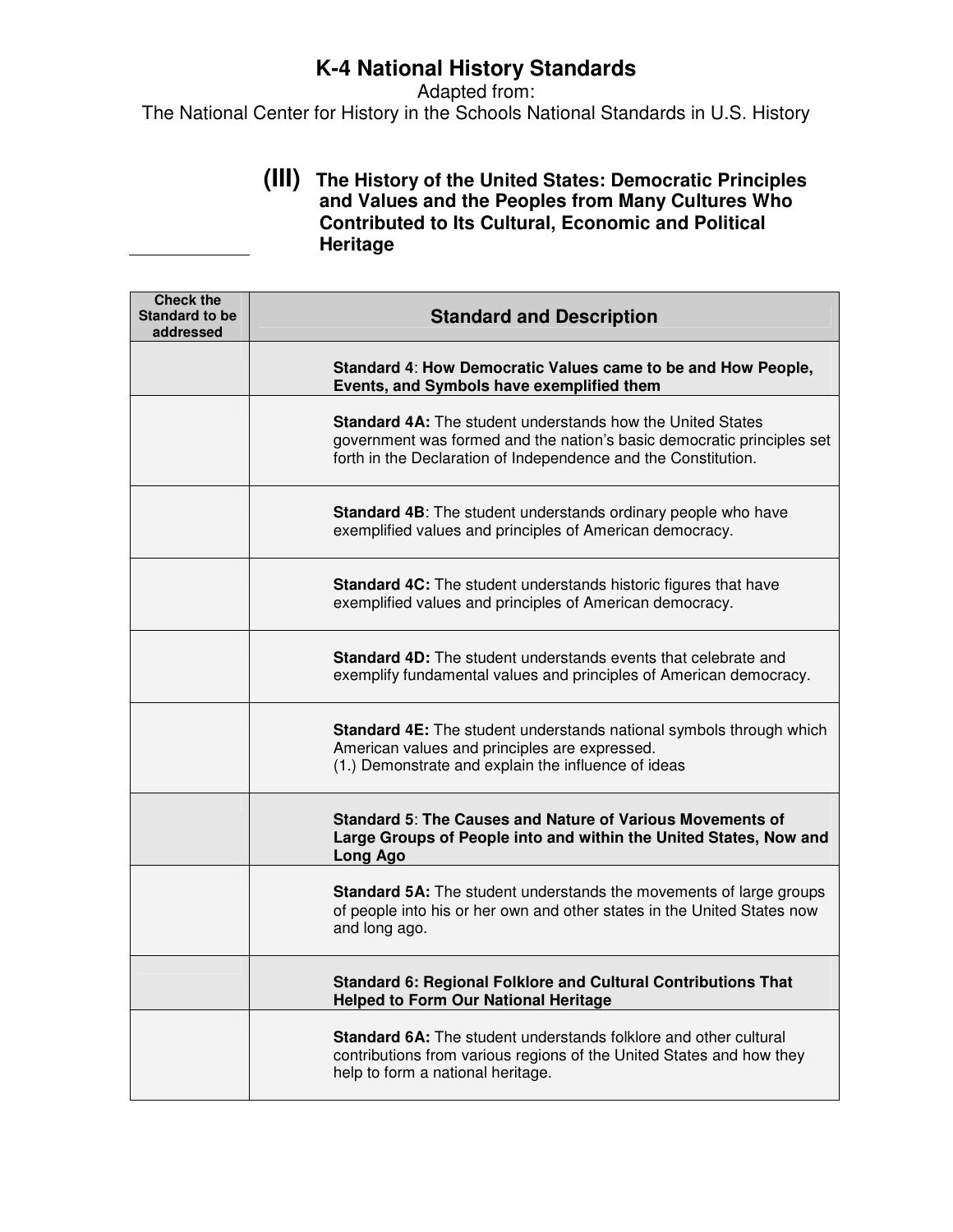# K-4 National History Standards

Adapted from:
The National Center for History in the Schools National Standards in U.S. History

## (III) The History of the United States: Democratic Principles and Values and the Peoples from Many Cultures Who Contributed to Its Cultural, Economic and Political Heritage

| Check the Standard to be addressed | Standard and Description |
|---|---|
| | **Standard 4**: **How Democratic Values came to be and How People, Events, and Symbols have exemplified them** |
| | **Standard 4A:** The student understands how the United States government was formed and the nation's basic democratic principles set forth in the Declaration of Independence and the Constitution. |
| | **Standard 4B**: The student understands ordinary people who have exemplified values and principles of American democracy. |
| | **Standard 4C:** The student understands historic figures that have exemplified values and principles of American democracy. |
| | **Standard 4D:** The student understands events that celebrate and exemplify fundamental values and principles of American democracy. |
| | **Standard 4E:** The student understands national symbols through which American values and principles are expressed.<br>(1.) Demonstrate and explain the influence of ideas |
| | **Standard 5**: **The Causes and Nature of Various Movements of Large Groups of People into and within the United States, Now and Long Ago** |
| | **Standard 5A:** The student understands the movements of large groups of people into his or her own and other states in the United States now and long ago. |
| | **Standard 6: Regional Folklore and Cultural Contributions That Helped to Form Our National Heritage** |
| | **Standard 6A:** The student understands folklore and other cultural contributions from various regions of the United States and how they help to form a national heritage. |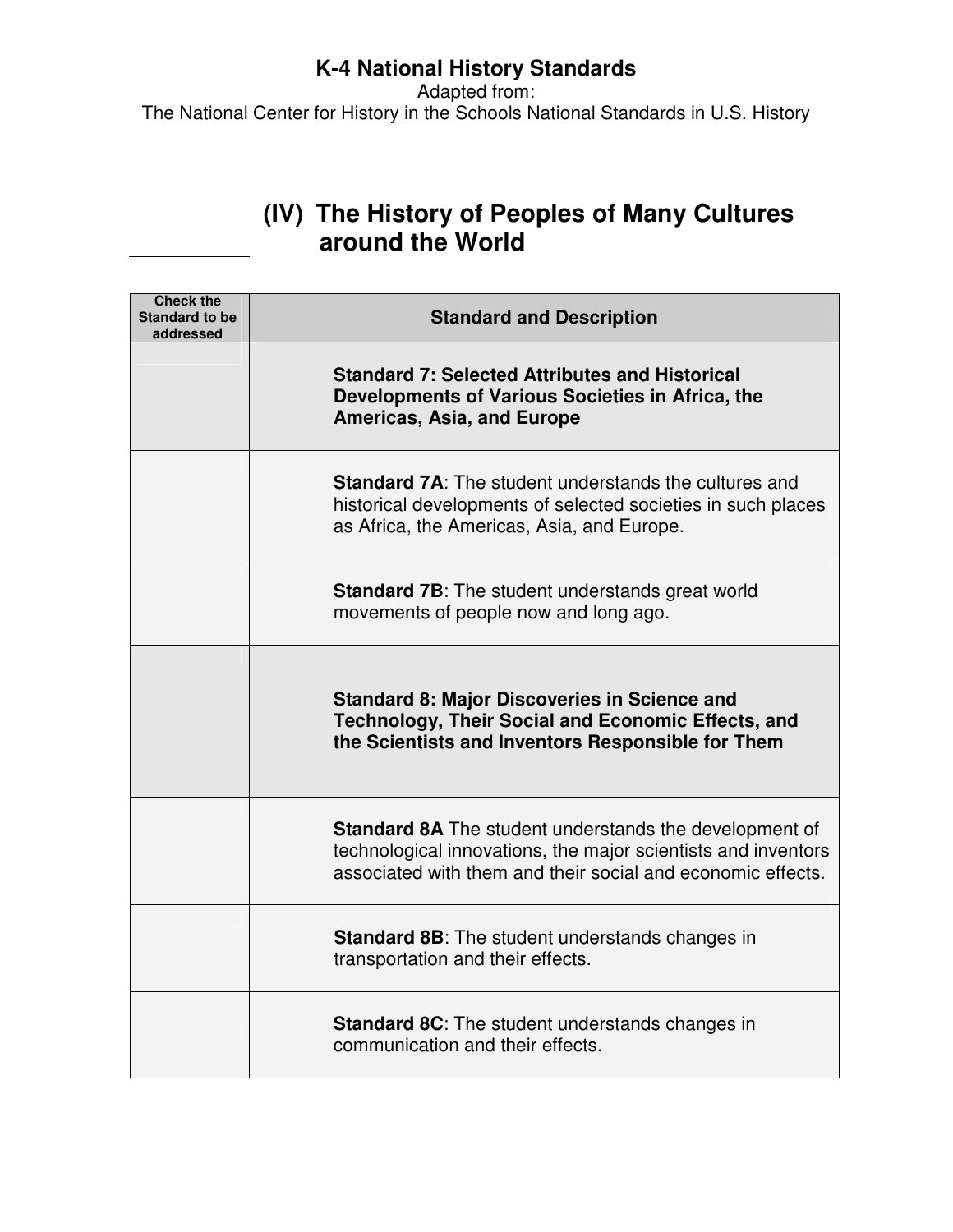**K-4 National History Standards**

Adapted from:

The National Center for History in the Schools National Standards in U.S. History

## (IV) The History of Peoples of Many Cultures around the World

| Check the Standard to be addressed | Standard and Description |
|---|---|
| | **Standard 7: Selected Attributes and Historical Developments of Various Societies in Africa, the Americas, Asia, and Europe** |
| | **Standard 7A**: The student understands the cultures and historical developments of selected societies in such places as Africa, the Americas, Asia, and Europe. |
| | **Standard 7B**: The student understands great world movements of people now and long ago. |
| | **Standard 8: Major Discoveries in Science and Technology, Their Social and Economic Effects, and the Scientists and Inventors Responsible for Them** |
| | **Standard 8A** The student understands the development of technological innovations, the major scientists and inventors associated with them and their social and economic effects. |
| | **Standard 8B**: The student understands changes in transportation and their effects. |
| | **Standard 8C**: The student understands changes in communication and their effects. |